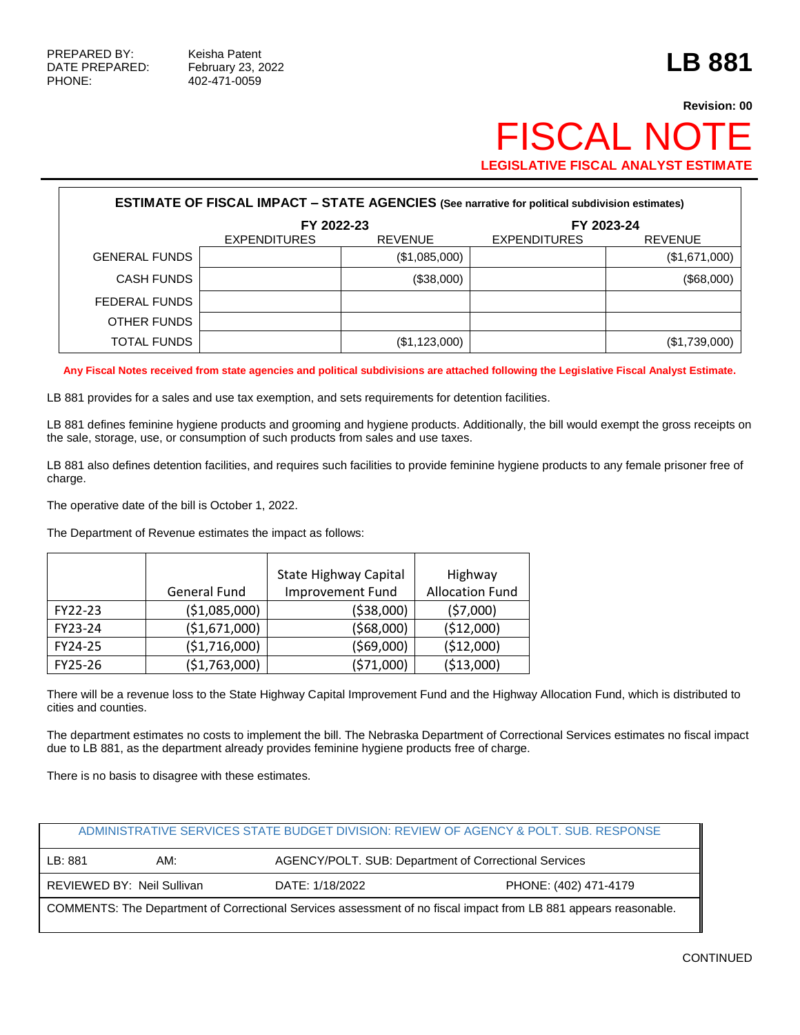PREPARED BY: Keisha Patent
DATE PREPARED: February 23, 2022
PHONE: 402-471-0059

# LB 881

**Revision: 00**

# FISCAL NOTE

**LEGISLATIVE FISCAL ANALYST ESTIMATE**

**ESTIMATE OF FISCAL IMPACT – STATE AGENCIES (See narrative for political subdivision estimates)**

| | FY 2022-23 | | FY 2023-24 | |
|---|---|---|---|---|
| | EXPENDITURES | REVENUE | EXPENDITURES | REVENUE |
| GENERAL FUNDS | | ($1,085,000) | | ($1,671,000) |
| CASH FUNDS | | ($38,000) | | ($68,000) |
| FEDERAL FUNDS | | | | |
| OTHER FUNDS | | | | |
| TOTAL FUNDS | | ($1,123,000) | | ($1,739,000) |

**Any Fiscal Notes received from state agencies and political subdivisions are attached following the Legislative Fiscal Analyst Estimate.**

LB 881 provides for a sales and use tax exemption, and sets requirements for detention facilities.

LB 881 defines feminine hygiene products and grooming and hygiene products. Additionally, the bill would exempt the gross receipts on the sale, storage, use, or consumption of such products from sales and use taxes.

LB 881 also defines detention facilities, and requires such facilities to provide feminine hygiene products to any female prisoner free of charge.

The operative date of the bill is October 1, 2022.

The Department of Revenue estimates the impact as follows:

| | General Fund | State Highway Capital Improvement Fund | Highway Allocation Fund |
|---|---|---|---|
| FY22-23 | ($1,085,000) | ($38,000) | ($7,000) |
| FY23-24 | ($1,671,000) | ($68,000) | ($12,000) |
| FY24-25 | ($1,716,000) | ($69,000) | ($12,000) |
| FY25-26 | ($1,763,000) | ($71,000) | ($13,000) |

There will be a revenue loss to the State Highway Capital Improvement Fund and the Highway Allocation Fund, which is distributed to cities and counties.

The department estimates no costs to implement the bill. The Nebraska Department of Correctional Services estimates no fiscal impact due to LB 881, as the department already provides feminine hygiene products free of charge.

There is no basis to disagree with these estimates.

| ADMINISTRATIVE SERVICES STATE BUDGET DIVISION: REVIEW OF AGENCY & POLT. SUB. RESPONSE | | |
|---|---|---|
| LB: 881 AM: | AGENCY/POLT. SUB: Department of Correctional Services | |
| REVIEWED BY: Neil Sullivan | DATE: 1/18/2022 | PHONE: (402) 471-4179 |
| COMMENTS: The Department of Correctional Services assessment of no fiscal impact from LB 881 appears reasonable. | | |

CONTINUED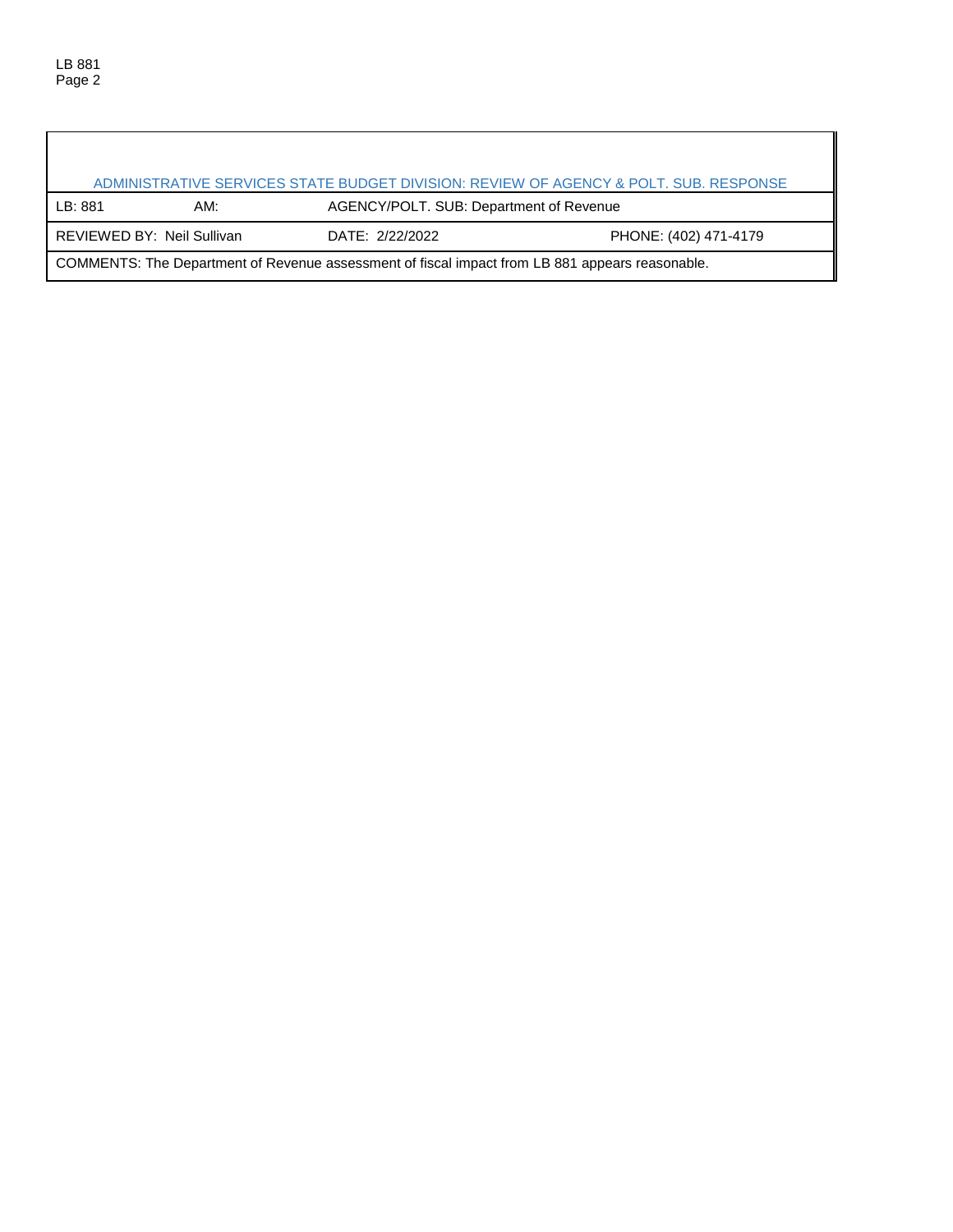| ADMINISTRATIVE SERVICES STATE BUDGET DIVISION: REVIEW OF AGENCY & POLT. SUB. RESPONSE | | | |
|---|---|---|---|
| LB: 881 | AM: | AGENCY/POLT. SUB: Department of Revenue | |
| REVIEWED BY: Neil Sullivan | | DATE: 2/22/2022 | PHONE: (402) 471-4179 |
| COMMENTS: The Department of Revenue assessment of fiscal impact from LB 881 appears reasonable. | | | |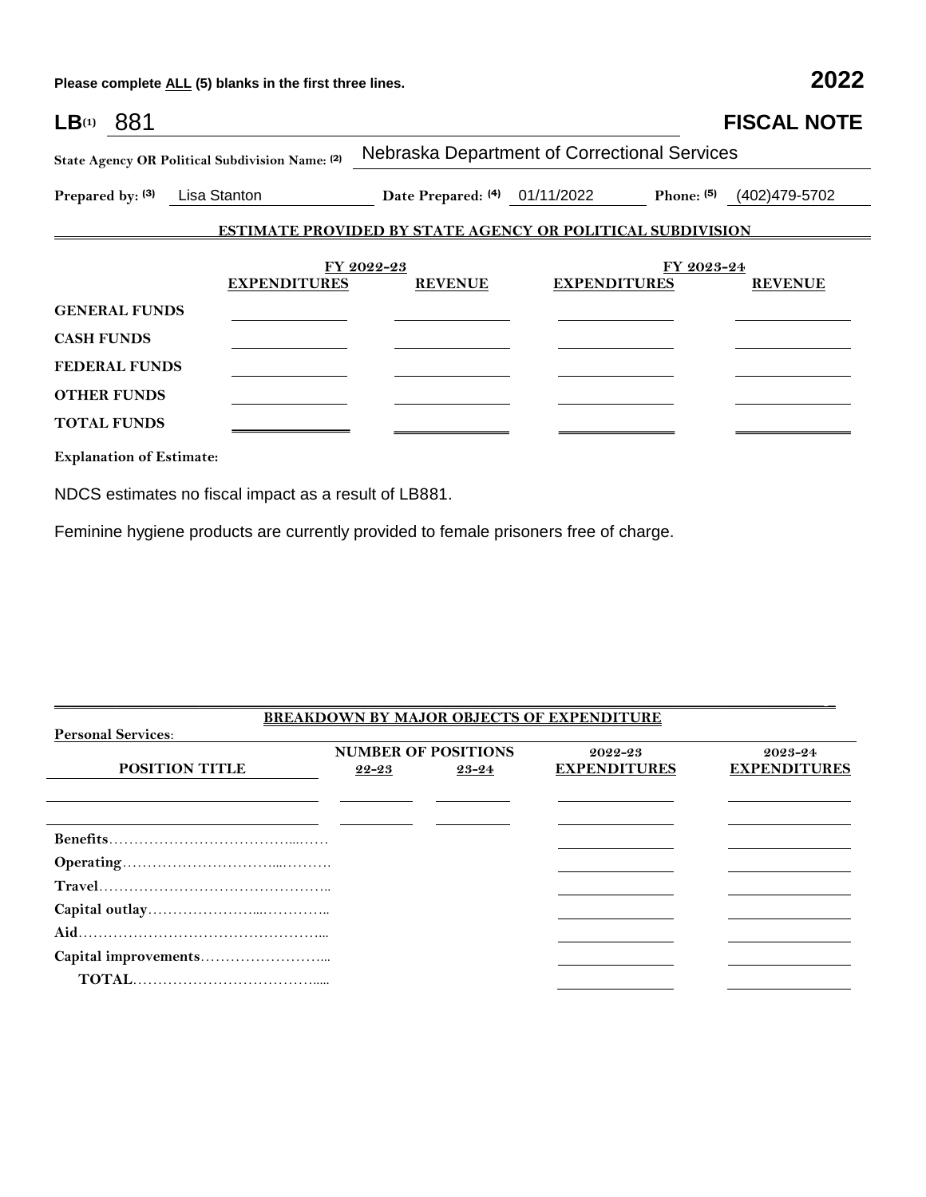Please complete ALL (5) blanks in the first three lines. **2022**

**LB(1)** 881 **FISCAL NOTE**

**State Agency OR Political Subdivision Name: (2)** Nebraska Department of Correctional Services

**Prepared by: (3)** Lisa Stanton **Date Prepared: (4)** 01/11/2022 **Phone: (5)** (402)479-5702

## ESTIMATE PROVIDED BY STATE AGENCY OR POLITICAL SUBDIVISION

| | FY 2022-23 | | FY 2023-24 | |
|---|---|---|---|---|
| | **EXPENDITURES** | **REVENUE** | **EXPENDITURES** | **REVENUE** |
| **GENERAL FUNDS** | | | | |
| **CASH FUNDS** | | | | |
| **FEDERAL FUNDS** | | | | |
| **OTHER FUNDS** | | | | |
| **TOTAL FUNDS** | | | | |

**Explanation of Estimate:**

NDCS estimates no fiscal impact as a result of LB881.

Feminine hygiene products are currently provided to female prisoners free of charge.

## BREAKDOWN BY MAJOR OBJECTS OF EXPENDITURE

**Personal Services:**

| POSITION TITLE | NUMBER OF POSITIONS 22-23 | 23-24 | 2022-23 EXPENDITURES | 2023-24 EXPENDITURES |
|---|---|---|---|---|
| | | | | |
| | | | | |
| **Benefits** | | | | |
| **Operating** | | | | |
| **Travel** | | | | |
| **Capital outlay** | | | | |
| **Aid** | | | | |
| **Capital improvements** | | | | |
| **TOTAL** | | | | |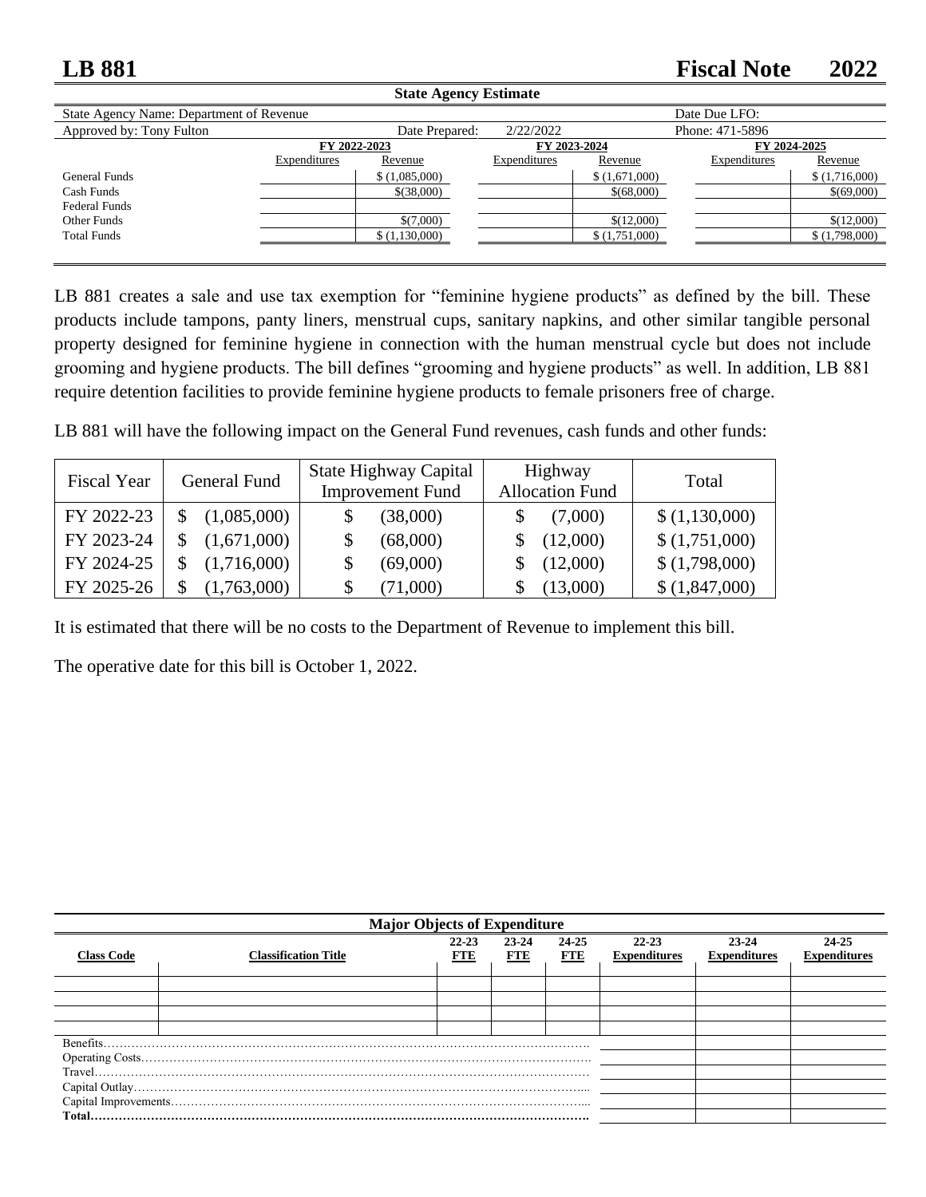# LB 881 — Fiscal Note — 2022

**State Agency Estimate**

| State Agency Name: Department of Revenue | | | | | Date Due LFO: | |
|---|---|---|---|---|---|---|
| Approved by: Tony Fulton | | Date Prepared: 2/22/2022 | | | Phone: 471-5896 | |
| | **FY 2022-2023** | | **FY 2023-2024** | | **FY 2024-2025** | |
| | Expenditures | Revenue | Expenditures | Revenue | Expenditures | Revenue |
| General Funds | | $ (1,085,000) | | $ (1,671,000) | | $ (1,716,000) |
| Cash Funds | | $(38,000) | | $(68,000) | | $(69,000) |
| Federal Funds | | | | | | |
| Other Funds | | $(7,000) | | $(12,000) | | $(12,000) |
| Total Funds | | $ (1,130,000) | | $ (1,751,000) | | $ (1,798,000) |

LB 881 creates a sale and use tax exemption for "feminine hygiene products" as defined by the bill. These products include tampons, panty liners, menstrual cups, sanitary napkins, and other similar tangible personal property designed for feminine hygiene in connection with the human menstrual cycle but does not include grooming and hygiene products. The bill defines "grooming and hygiene products" as well. In addition, LB 881 require detention facilities to provide feminine hygiene products to female prisoners free of charge.

LB 881 will have the following impact on the General Fund revenues, cash funds and other funds:

| Fiscal Year | General Fund | State Highway Capital Improvement Fund | Highway Allocation Fund | Total |
|---|---|---|---|---|
| FY 2022-23 | $ (1,085,000) | $ (38,000) | $ (7,000) | $ (1,130,000) |
| FY 2023-24 | $ (1,671,000) | $ (68,000) | $ (12,000) | $ (1,751,000) |
| FY 2024-25 | $ (1,716,000) | $ (69,000) | $ (12,000) | $ (1,798,000) |
| FY 2025-26 | $ (1,763,000) | $ (71,000) | $ (13,000) | $ (1,847,000) |

It is estimated that there will be no costs to the Department of Revenue to implement this bill.

The operative date for this bill is October 1, 2022.

**Major Objects of Expenditure**

| Class Code | Classification Title | 22-23 FTE | 23-24 FTE | 24-25 FTE | 22-23 Expenditures | 23-24 Expenditures | 24-25 Expenditures |
|---|---|---|---|---|---|---|---|
| | | | | | | | |
| | | | | | | | |
| | | | | | | | |
| | | | | | | | |
| Benefits | | | | | | | |
| Operating Costs | | | | | | | |
| Travel | | | | | | | |
| Capital Outlay | | | | | | | |
| Capital Improvements | | | | | | | |
| **Total** | | | | | | | |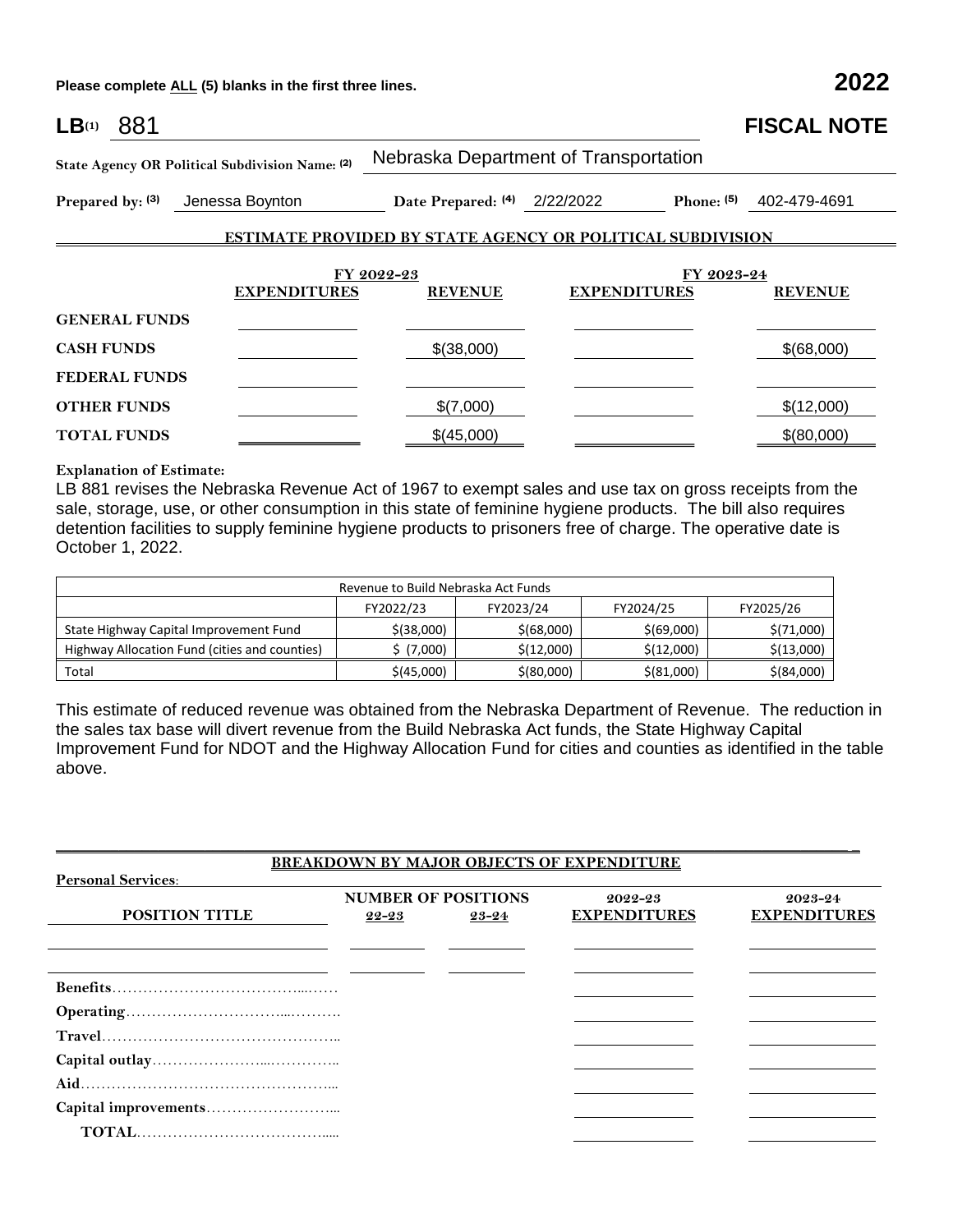Please complete ALL (5) blanks in the first three lines. **2022**

**LB**(1) 881 **FISCAL NOTE**

**State Agency OR Political Subdivision Name:** (2) Nebraska Department of Transportation

**Prepared by:** (3) Jenessa Boynton **Date Prepared:** (4) 2/22/2022 **Phone:** (5) 402-479-4691

**ESTIMATE PROVIDED BY STATE AGENCY OR POLITICAL SUBDIVISION**

| | FY 2022-23 | | FY 2023-24 | |
|---|---|---|---|---|
| | **EXPENDITURES** | **REVENUE** | **EXPENDITURES** | **REVENUE** |
| **GENERAL FUNDS** | | | | |
| **CASH FUNDS** | | $(38,000) | | $(68,000) |
| **FEDERAL FUNDS** | | | | |
| **OTHER FUNDS** | | $(7,000) | | $(12,000) |
| **TOTAL FUNDS** | | $(45,000) | | $(80,000) |

**Explanation of Estimate:**

LB 881 revises the Nebraska Revenue Act of 1967 to exempt sales and use tax on gross receipts from the sale, storage, use, or other consumption in this state of feminine hygiene products. The bill also requires detention facilities to supply feminine hygiene products to prisoners free of charge. The operative date is October 1, 2022.

| Revenue to Build Nebraska Act Funds | | | | |
|---|---|---|---|---|
| | FY2022/23 | FY2023/24 | FY2024/25 | FY2025/26 |
| State Highway Capital Improvement Fund | $(38,000) | $(68,000) | $(69,000) | $(71,000) |
| Highway Allocation Fund (cities and counties) | $ (7,000) | $(12,000) | $(12,000) | $(13,000) |
| Total | $(45,000) | $(80,000) | $(81,000) | $(84,000) |

This estimate of reduced revenue was obtained from the Nebraska Department of Revenue. The reduction in the sales tax base will divert revenue from the Build Nebraska Act funds, the State Highway Capital Improvement Fund for NDOT and the Highway Allocation Fund for cities and counties as identified in the table above.

**BREAKDOWN BY MAJOR OBJECTS OF EXPENDITURE**

**Personal Services:**

| **POSITION TITLE** | **NUMBER OF POSITIONS 22-23** | **NUMBER OF POSITIONS 23-24** | **2022-23 EXPENDITURES** | **2023-24 EXPENDITURES** |
|---|---|---|---|---|
| | | | | |
| | | | | |
| **Benefits** | | | | |
| **Operating** | | | | |
| **Travel** | | | | |
| **Capital outlay** | | | | |
| **Aid** | | | | |
| **Capital improvements** | | | | |
| **TOTAL** | | | | |